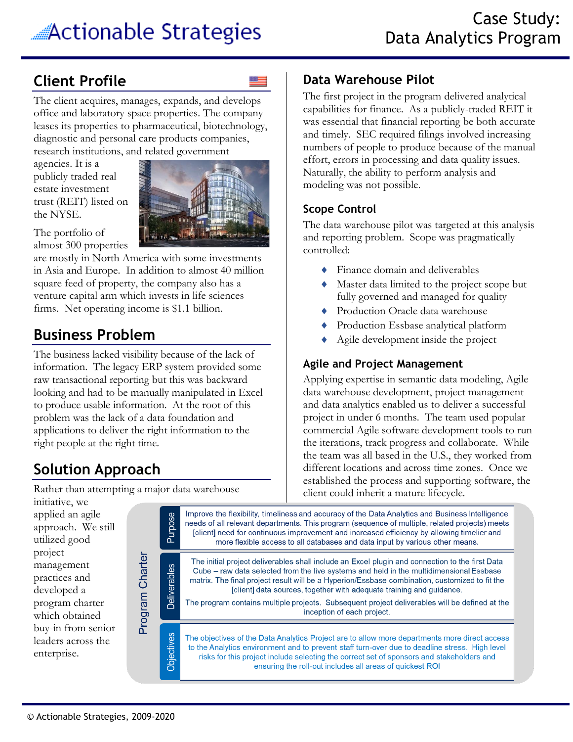# Case Study: Data Analytics Program

Actionable Strategies

## Client Profile

The client acquires, manages, expands, and develops office and laboratory space properties. The company leases its properties to pharmaceutical, biotechnology, diagnostic and personal care products companies, research institutions, and related government agencies. It is a publicly traded real estate investment trust (REIT) listed on the NYSE.

The portfolio of almost 300 properties are mostly in North America with some investments in Asia and Europe. In addition to almost 40 million square feed of property, the company also has a venture capital arm which invests in life sciences firms. Net operating income is $1.1 billion.

## Business Problem

The business lacked visibility because of the lack of information. The legacy ERP system provided some raw transactional reporting but this was backward looking and had to be manually manipulated in Excel to produce usable information. At the root of this problem was the lack of a data foundation and applications to deliver the right information to the right people at the right time.

## Solution Approach

Rather than attempting a major data warehouse initiative, we applied an agile approach. We still utilized good project management practices and developed a program charter which obtained buy-in from senior leaders across the enterprise.

**Program Charter**

| | |
|---|---|
| **Purpose** | Improve the flexibility, timeliness and accuracy of the Data Analytics and Business Intelligence needs of all relevant departments. This program (sequence of multiple, related projects) meets [client] need for continuous improvement and increased efficiency by allowing timelier and more flexible access to all databases and data input by various other means. |
| **Deliverables** | The initial project deliverables shall include an Excel plugin and connection to the first Data Cube – raw data selected from the live systems and held in the multidimensional Essbase matrix. The final project result will be a Hyperion/Essbase combination, customized to fit the [client] data sources, together with adequate training and guidance. The program contains multiple projects. Subsequent project deliverables will be defined at the inception of each project. |
| **Objectives** | The objectives of the Data Analytics Project are to allow more departments more direct access to the Analytics environment and to prevent staff turn-over due to deadline stress. High level risks for this project include selecting the correct set of sponsors and stakeholders and ensuring the roll-out includes all areas of quickest ROI |

## Data Warehouse Pilot

The first project in the program delivered analytical capabilities for finance. As a publicly-traded REIT it was essential that financial reporting be both accurate and timely. SEC required filings involved increasing numbers of people to produce because of the manual effort, errors in processing and data quality issues. Naturally, the ability to perform analysis and modeling was not possible.

### Scope Control

The data warehouse pilot was targeted at this analysis and reporting problem. Scope was pragmatically controlled:

- Finance domain and deliverables
- Master data limited to the project scope but fully governed and managed for quality
- Production Oracle data warehouse
- Production Essbase analytical platform
- Agile development inside the project

### Agile and Project Management

Applying expertise in semantic data modeling, Agile data warehouse development, project management and data analytics enabled us to deliver a successful project in under 6 months. The team used popular commercial Agile software development tools to run the iterations, track progress and collaborate. While the team was all based in the U.S., they worked from different locations and across time zones. Once we established the process and supporting software, the client could inherit a mature lifecycle.

© Actionable Strategies, 2009-2020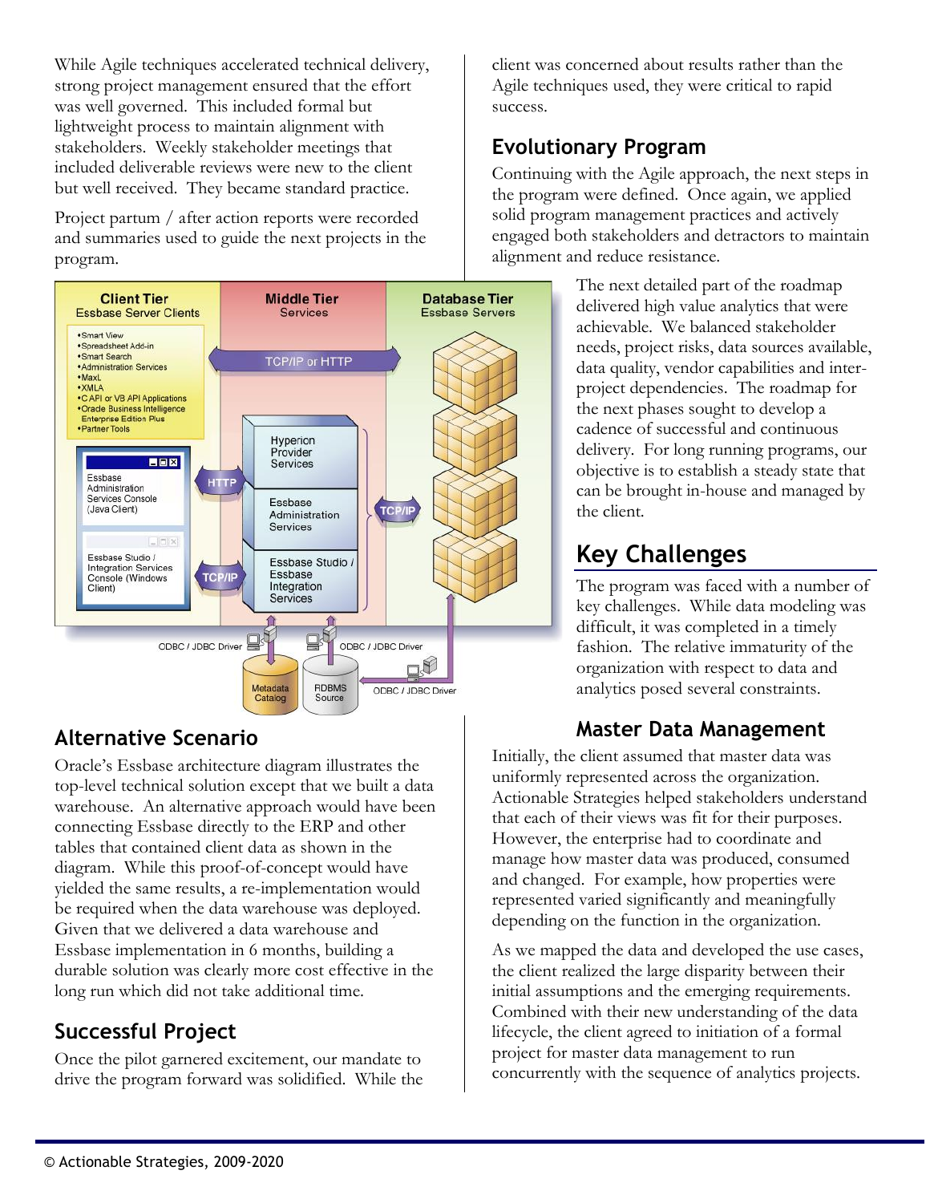While Agile techniques accelerated technical delivery, strong project management ensured that the effort was well governed. This included formal but lightweight process to maintain alignment with stakeholders. Weekly stakeholder meetings that included deliverable reviews were new to the client but well received. They became standard practice.

Project partum / after action reports were recorded and summaries used to guide the next projects in the program.

## Alternative Scenario

Oracle's Essbase architecture diagram illustrates the top-level technical solution except that we built a data warehouse. An alternative approach would have been connecting Essbase directly to the ERP and other tables that contained client data as shown in the diagram. While this proof-of-concept would have yielded the same results, a re-implementation would be required when the data warehouse was deployed. Given that we delivered a data warehouse and Essbase implementation in 6 months, building a durable solution was clearly more cost effective in the long run which did not take additional time.

## Successful Project

Once the pilot garnered excitement, our mandate to drive the program forward was solidified. While the client was concerned about results rather than the Agile techniques used, they were critical to rapid success.

## Evolutionary Program

Continuing with the Agile approach, the next steps in the program were defined. Once again, we applied solid program management practices and actively engaged both stakeholders and detractors to maintain alignment and reduce resistance.

The next detailed part of the roadmap delivered high value analytics that were achievable. We balanced stakeholder needs, project risks, data sources available, data quality, vendor capabilities and inter-project dependencies. The roadmap for the next phases sought to develop a cadence of successful and continuous delivery. For long running programs, our objective is to establish a steady state that can be brought in-house and managed by the client.

# Key Challenges

The program was faced with a number of key challenges. While data modeling was difficult, it was completed in a timely fashion. The relative immaturity of the organization with respect to data and analytics posed several constraints.

### Master Data Management

Initially, the client assumed that master data was uniformly represented across the organization. Actionable Strategies helped stakeholders understand that each of their views was fit for their purposes. However, the enterprise had to coordinate and manage how master data was produced, consumed and changed. For example, how properties were represented varied significantly and meaningfully depending on the function in the organization.

As we mapped the data and developed the use cases, the client realized the large disparity between their initial assumptions and the emerging requirements. Combined with their new understanding of the data lifecycle, the client agreed to initiation of a formal project for master data management to run concurrently with the sequence of analytics projects.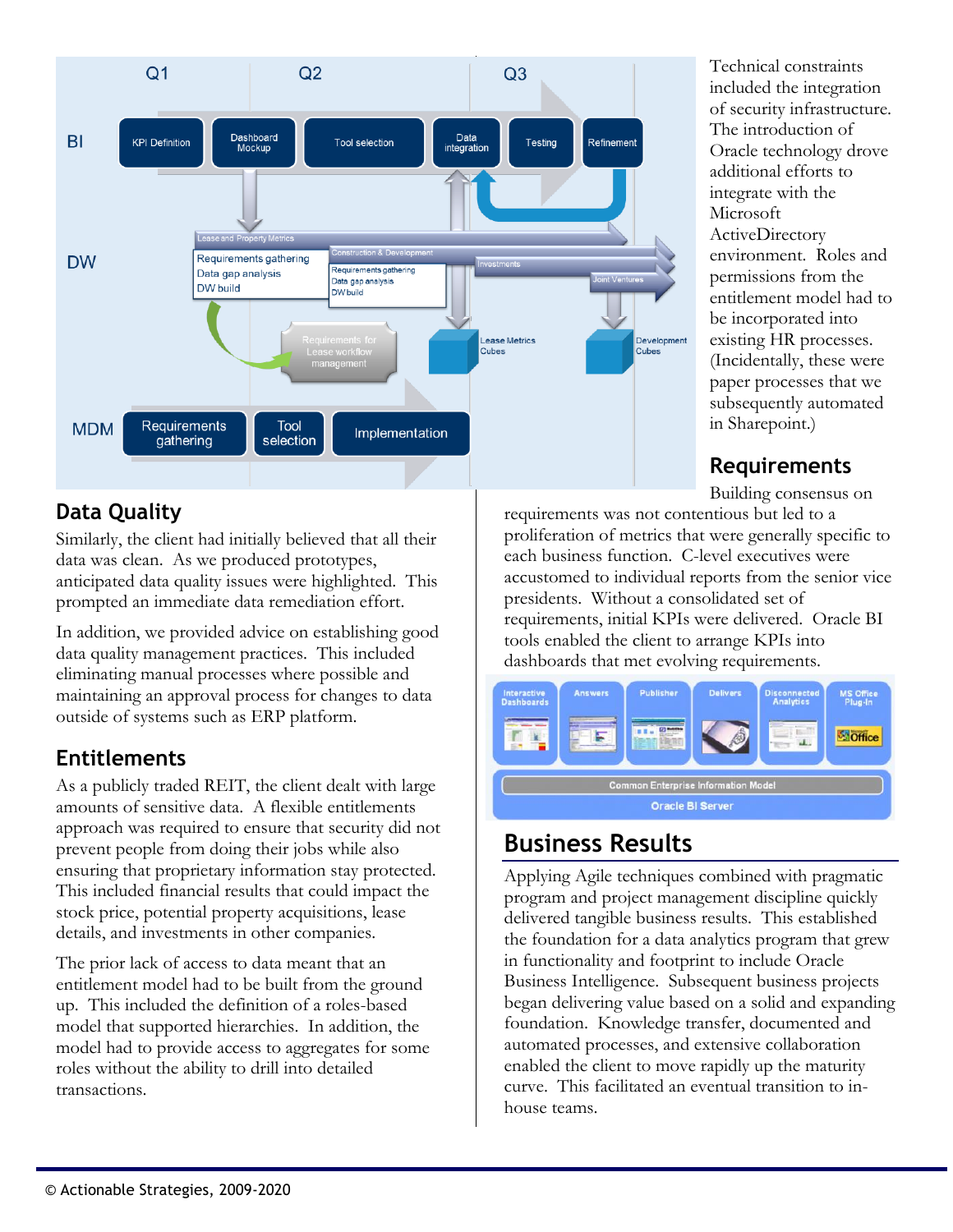Technical constraints included the integration of security infrastructure. The introduction of Oracle technology drove additional efforts to integrate with the Microsoft ActiveDirectory environment. Roles and permissions from the entitlement model had to be incorporated into existing HR processes. (Incidentally, these were paper processes that we subsequently automated in Sharepoint.)

## Data Quality

Similarly, the client had initially believed that all their data was clean. As we produced prototypes, anticipated data quality issues were highlighted. This prompted an immediate data remediation effort.

In addition, we provided advice on establishing good data quality management practices. This included eliminating manual processes where possible and maintaining an approval process for changes to data outside of systems such as ERP platform.

## Entitlements

As a publicly traded REIT, the client dealt with large amounts of sensitive data. A flexible entitlements approach was required to ensure that security did not prevent people from doing their jobs while also ensuring that proprietary information stay protected. This included financial results that could impact the stock price, potential property acquisitions, lease details, and investments in other companies.

The prior lack of access to data meant that an entitlement model had to be built from the ground up. This included the definition of a roles-based model that supported hierarchies. In addition, the model had to provide access to aggregates for some roles without the ability to drill into detailed transactions.

## Requirements

Building consensus on requirements was not contentious but led to a proliferation of metrics that were generally specific to each business function. C-level executives were accustomed to individual reports from the senior vice presidents. Without a consolidated set of requirements, initial KPIs were delivered. Oracle BI tools enabled the client to arrange KPIs into dashboards that met evolving requirements.

## Business Results

Applying Agile techniques combined with pragmatic program and project management discipline quickly delivered tangible business results. This established the foundation for a data analytics program that grew in functionality and footprint to include Oracle Business Intelligence. Subsequent business projects began delivering value based on a solid and expanding foundation. Knowledge transfer, documented and automated processes, and extensive collaboration enabled the client to move rapidly up the maturity curve. This facilitated an eventual transition to in-house teams.

© Actionable Strategies, 2009-2020